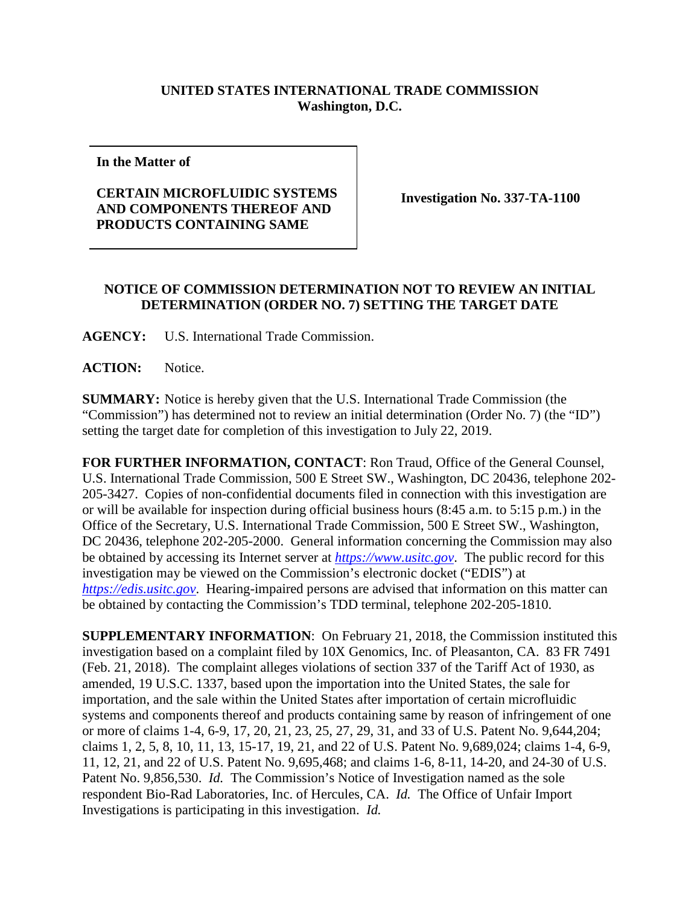**UNITED STATES INTERNATIONAL TRADE COMMISSION**
**Washington, D.C.**

| | |
|---|---|
| **In the Matter of**<br><br>**CERTAIN MICROFLUIDIC SYSTEMS AND COMPONENTS THEREOF AND PRODUCTS CONTAINING SAME** | **Investigation No. 337-TA-1100** |

**NOTICE OF COMMISSION DETERMINATION NOT TO REVIEW AN INITIAL DETERMINATION (ORDER NO. 7) SETTING THE TARGET DATE**

**AGENCY:** U.S. International Trade Commission.

**ACTION:** Notice.

**SUMMARY:** Notice is hereby given that the U.S. International Trade Commission (the "Commission") has determined not to review an initial determination (Order No. 7) (the "ID") setting the target date for completion of this investigation to July 22, 2019.

**FOR FURTHER INFORMATION, CONTACT**: Ron Traud, Office of the General Counsel, U.S. International Trade Commission, 500 E Street SW., Washington, DC 20436, telephone 202-205-3427. Copies of non-confidential documents filed in connection with this investigation are or will be available for inspection during official business hours (8:45 a.m. to 5:15 p.m.) in the Office of the Secretary, U.S. International Trade Commission, 500 E Street SW., Washington, DC 20436, telephone 202-205-2000. General information concerning the Commission may also be obtained by accessing its Internet server at *https://www.usitc.gov*. The public record for this investigation may be viewed on the Commission's electronic docket ("EDIS") at *https://edis.usitc.gov*. Hearing-impaired persons are advised that information on this matter can be obtained by contacting the Commission's TDD terminal, telephone 202-205-1810.

**SUPPLEMENTARY INFORMATION**: On February 21, 2018, the Commission instituted this investigation based on a complaint filed by 10X Genomics, Inc. of Pleasanton, CA. 83 FR 7491 (Feb. 21, 2018). The complaint alleges violations of section 337 of the Tariff Act of 1930, as amended, 19 U.S.C. 1337, based upon the importation into the United States, the sale for importation, and the sale within the United States after importation of certain microfluidic systems and components thereof and products containing same by reason of infringement of one or more of claims 1-4, 6-9, 17, 20, 21, 23, 25, 27, 29, 31, and 33 of U.S. Patent No. 9,644,204; claims 1, 2, 5, 8, 10, 11, 13, 15-17, 19, 21, and 22 of U.S. Patent No. 9,689,024; claims 1-4, 6-9, 11, 12, 21, and 22 of U.S. Patent No. 9,695,468; and claims 1-6, 8-11, 14-20, and 24-30 of U.S. Patent No. 9,856,530. *Id.* The Commission's Notice of Investigation named as the sole respondent Bio-Rad Laboratories, Inc. of Hercules, CA. *Id.* The Office of Unfair Import Investigations is participating in this investigation. *Id.*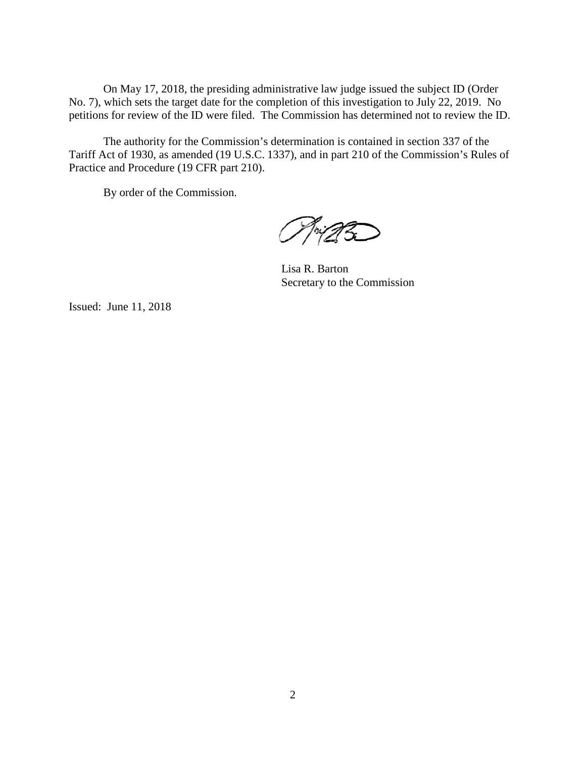On May 17, 2018, the presiding administrative law judge issued the subject ID (Order No. 7), which sets the target date for the completion of this investigation to July 22, 2019. No petitions for review of the ID were filed. The Commission has determined not to review the ID.

The authority for the Commission's determination is contained in section 337 of the Tariff Act of 1930, as amended (19 U.S.C. 1337), and in part 210 of the Commission's Rules of Practice and Procedure (19 CFR part 210).

By order of the Commission.

Lisa R. Barton
Secretary to the Commission

Issued: June 11, 2018